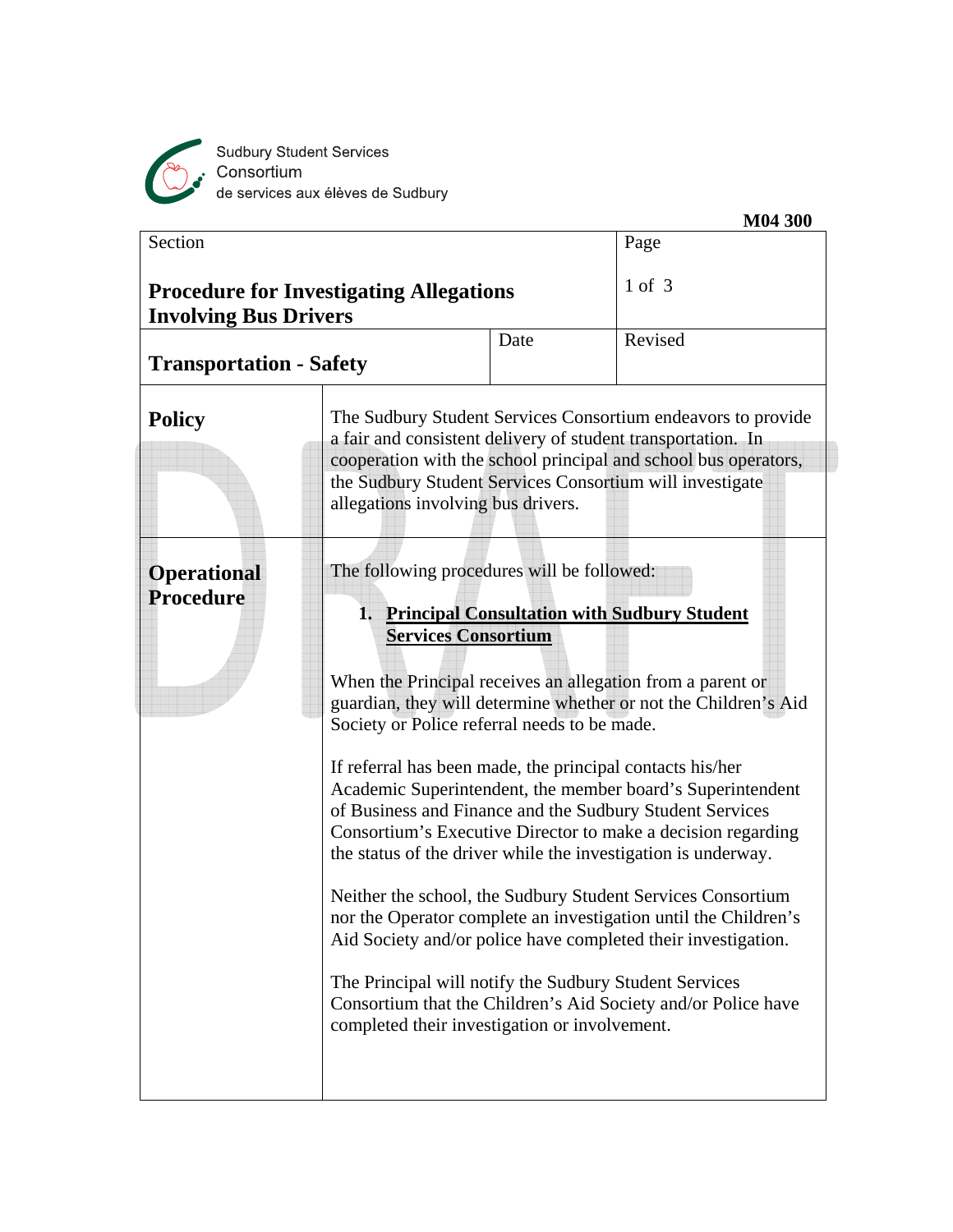Sudbury Student Services Consortium
de services aux élèves de Sudbury

**M04 300**

| Section | | Page |
|---|---|---|
| **Procedure for Investigating Allegations Involving Bus Drivers** | | 1 of 3 |
| **Transportation - Safety** | Date | Revised |

## Policy

The Sudbury Student Services Consortium endeavors to provide a fair and consistent delivery of student transportation. In cooperation with the school principal and school bus operators, the Sudbury Student Services Consortium will investigate allegations involving bus drivers.

## Operational Procedure

The following procedures will be followed:

1. **Principal Consultation with Sudbury Student Services Consortium**

When the Principal receives an allegation from a parent or guardian, they will determine whether or not the Children's Aid Society or Police referral needs to be made.

If referral has been made, the principal contacts his/her Academic Superintendent, the member board's Superintendent of Business and Finance and the Sudbury Student Services Consortium's Executive Director to make a decision regarding the status of the driver while the investigation is underway.

Neither the school, the Sudbury Student Services Consortium nor the Operator complete an investigation until the Children's Aid Society and/or police have completed their investigation.

The Principal will notify the Sudbury Student Services Consortium that the Children's Aid Society and/or Police have completed their investigation or involvement.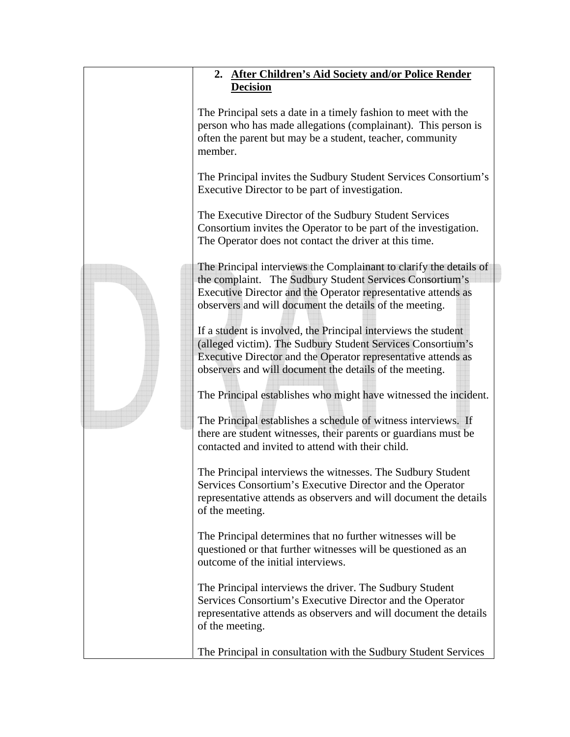| | **2. <u>After Children's Aid Society and/or Police Render Decision</u>**<br><br>The Principal sets a date in a timely fashion to meet with the person who has made allegations (complainant). This person is often the parent but may be a student, teacher, community member.<br><br>The Principal invites the Sudbury Student Services Consortium's Executive Director to be part of investigation.<br><br>The Executive Director of the Sudbury Student Services Consortium invites the Operator to be part of the investigation. The Operator does not contact the driver at this time.<br><br>The Principal interviews the Complainant to clarify the details of the complaint. The Sudbury Student Services Consortium's Executive Director and the Operator representative attends as observers and will document the details of the meeting.<br><br>If a student is involved, the Principal interviews the student (alleged victim). The Sudbury Student Services Consortium's Executive Director and the Operator representative attends as observers and will document the details of the meeting.<br><br>The Principal establishes who might have witnessed the incident.<br><br>The Principal establishes a schedule of witness interviews. If there are student witnesses, their parents or guardians must be contacted and invited to attend with their child.<br><br>The Principal interviews the witnesses. The Sudbury Student Services Consortium's Executive Director and the Operator representative attends as observers and will document the details of the meeting.<br><br>The Principal determines that no further witnesses will be questioned or that further witnesses will be questioned as an outcome of the initial interviews.<br><br>The Principal interviews the driver. The Sudbury Student Services Consortium's Executive Director and the Operator representative attends as observers and will document the details of the meeting.<br><br>The Principal in consultation with the Sudbury Student Services |
|---|---|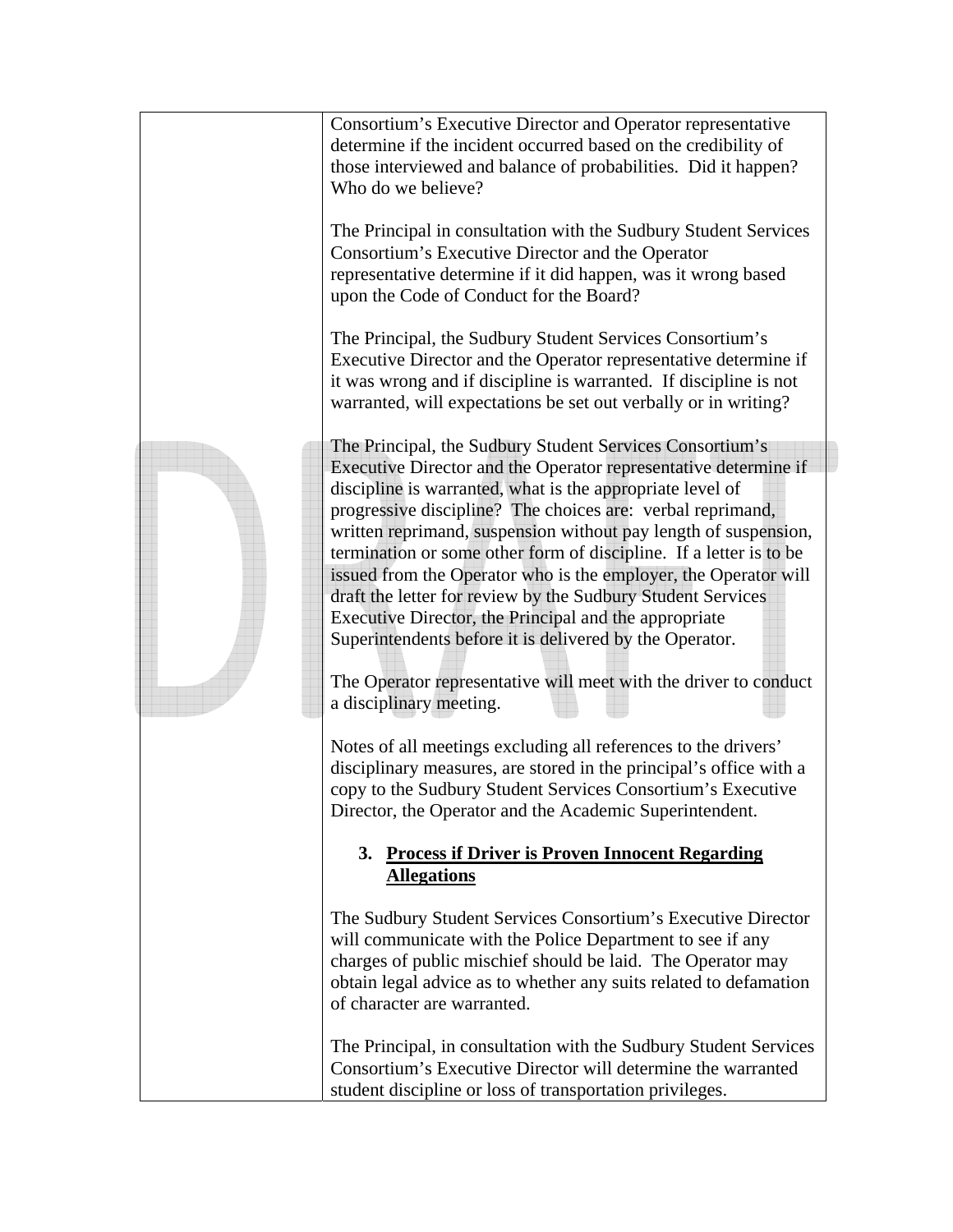| | Consortium's Executive Director and Operator representative determine if the incident occurred based on the credibility of those interviewed and balance of probabilities. Did it happen? Who do we believe?<br><br>The Principal in consultation with the Sudbury Student Services Consortium's Executive Director and the Operator representative determine if it did happen, was it wrong based upon the Code of Conduct for the Board?<br><br>The Principal, the Sudbury Student Services Consortium's Executive Director and the Operator representative determine if it was wrong and if discipline is warranted. If discipline is not warranted, will expectations be set out verbally or in writing?<br><br>The Principal, the Sudbury Student Services Consortium's Executive Director and the Operator representative determine if discipline is warranted, what is the appropriate level of progressive discipline? The choices are: verbal reprimand, written reprimand, suspension without pay length of suspension, termination or some other form of discipline. If a letter is to be issued from the Operator who is the employer, the Operator will draft the letter for review by the Sudbury Student Services Executive Director, the Principal and the appropriate Superintendents before it is delivered by the Operator.<br><br>The Operator representative will meet with the driver to conduct a disciplinary meeting.<br><br>Notes of all meetings excluding all references to the drivers' disciplinary measures, are stored in the principal's office with a copy to the Sudbury Student Services Consortium's Executive Director, the Operator and the Academic Superintendent.<br><br>**3. <u>Process if Driver is Proven Innocent Regarding Allegations</u>**<br><br>The Sudbury Student Services Consortium's Executive Director will communicate with the Police Department to see if any charges of public mischief should be laid. The Operator may obtain legal advice as to whether any suits related to defamation of character are warranted.<br><br>The Principal, in consultation with the Sudbury Student Services Consortium's Executive Director will determine the warranted student discipline or loss of transportation privileges. |
|---|---|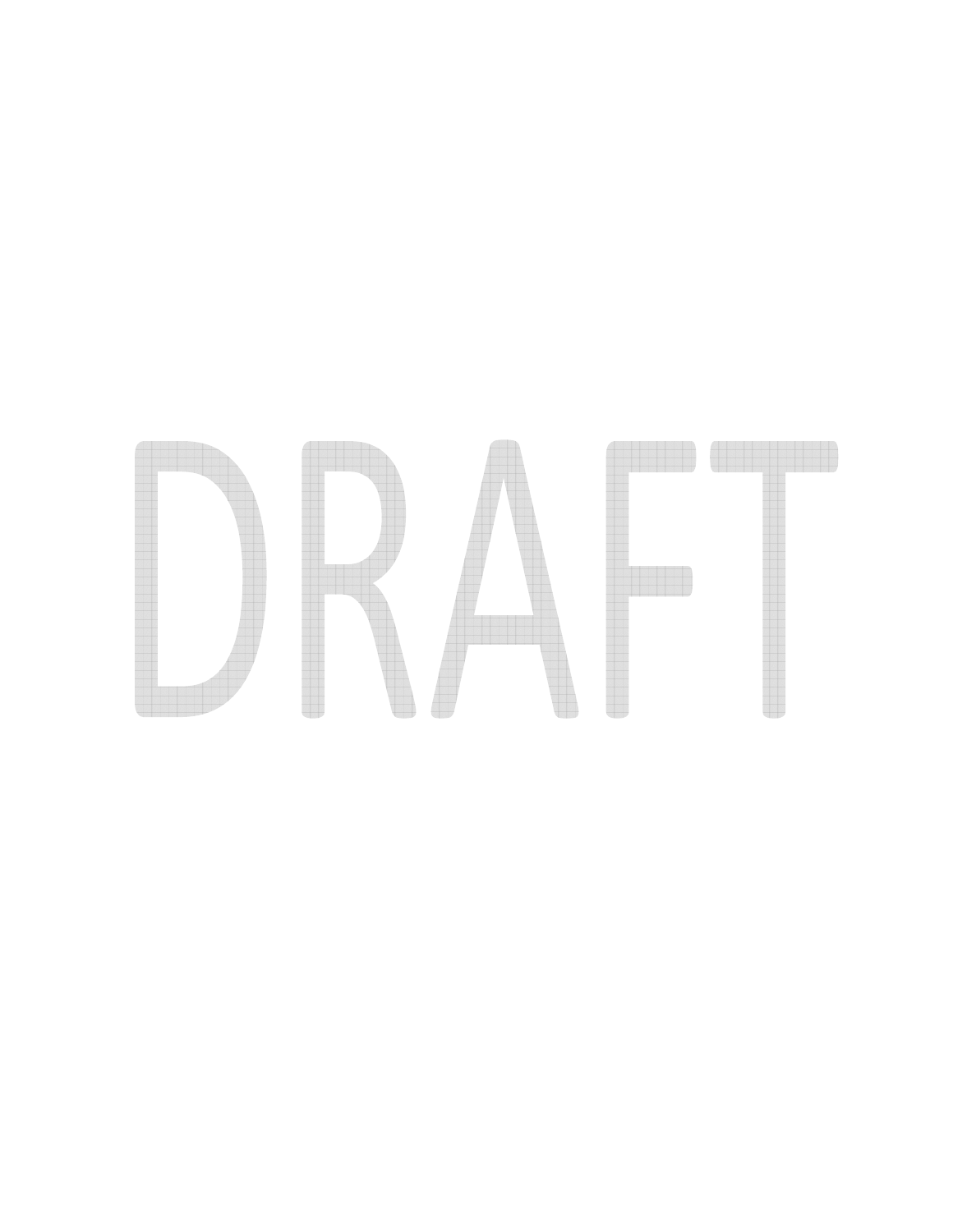DRAFT